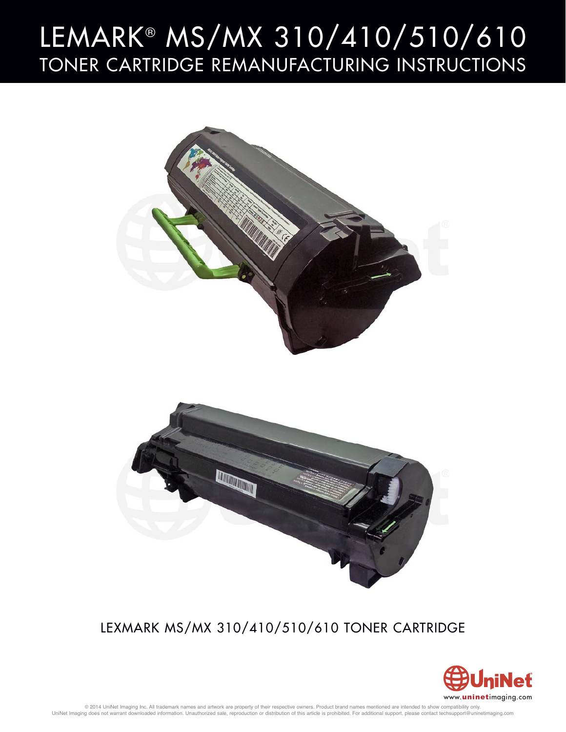# LEMARK® MS/MX 310/410/510/610

## TONER CARTRIDGE REMANUFACTURING INSTRUCTIONS

LEXMARK MS/MX 310/410/510/610 TONER CARTRIDGE

© 2014 UniNet Imaging Inc. All trademark names and artwork are property of their respective owners. Product brand names mentioned are intended to show compatibility only. UniNet Imaging does not warrant downloaded information. Unauthorized sale, reproduction or distribution of this article is prohibited. For additional support, please contact techsupport@uninetimaging.com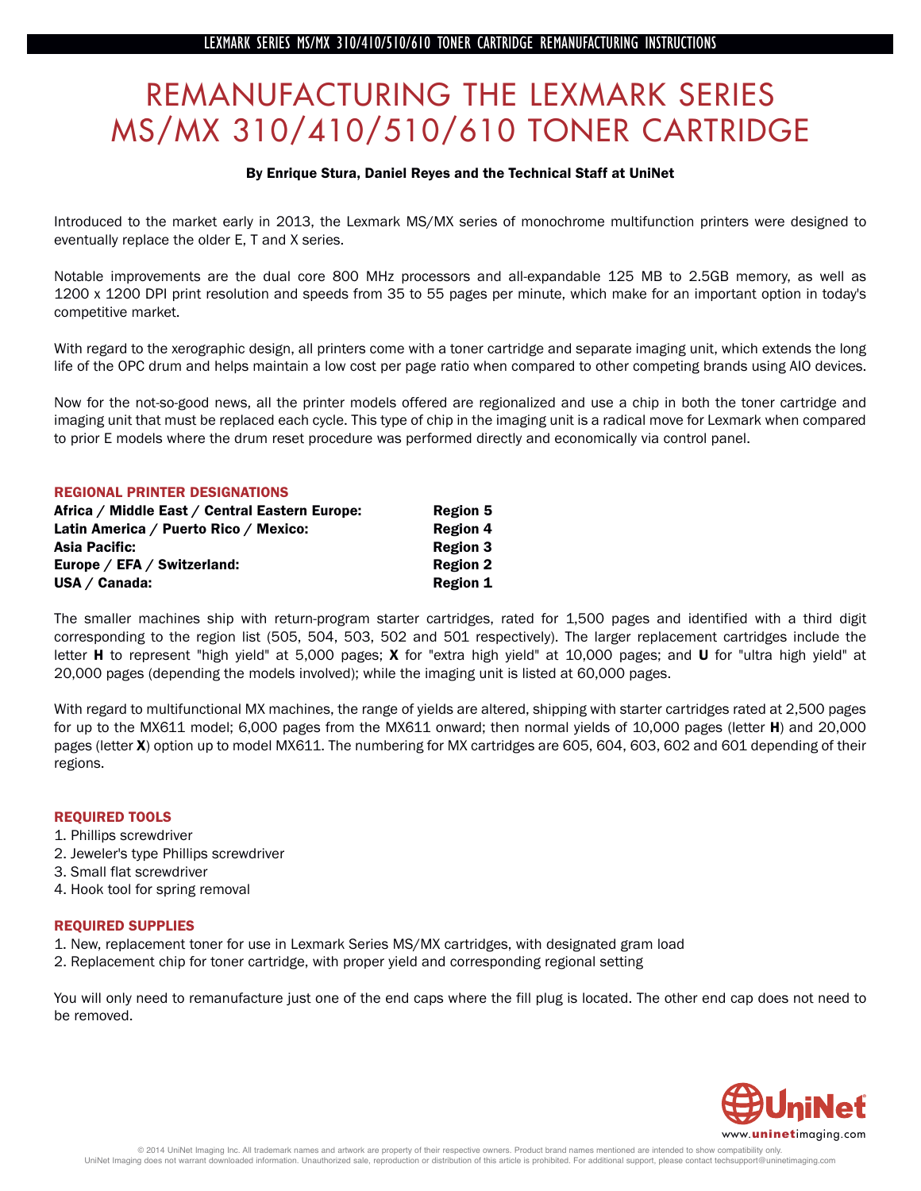# REMANUFACTURING THE LEXMARK SERIES MS/MX 310/410/510/610 TONER CARTRIDGE

**By Enrique Stura, Daniel Reyes and the Technical Staff at UniNet**

Introduced to the market early in 2013, the Lexmark MS/MX series of monochrome multifunction printers were designed to eventually replace the older E, T and X series.

Notable improvements are the dual core 800 MHz processors and all-expandable 125 MB to 2.5GB memory, as well as 1200 x 1200 DPI print resolution and speeds from 35 to 55 pages per minute, which make for an important option in today's competitive market.

With regard to the xerographic design, all printers come with a toner cartridge and separate imaging unit, which extends the long life of the OPC drum and helps maintain a low cost per page ratio when compared to other competing brands using AIO devices.

Now for the not-so-good news, all the printer models offered are regionalized and use a chip in both the toner cartridge and imaging unit that must be replaced each cycle. This type of chip in the imaging unit is a radical move for Lexmark when compared to prior E models where the drum reset procedure was performed directly and economically via control panel.

## REGIONAL PRINTER DESIGNATIONS

| | |
|---|---|
| **Africa / Middle East / Central Eastern Europe:** | **Region 5** |
| **Latin America / Puerto Rico / Mexico:** | **Region 4** |
| **Asia Pacific:** | **Region 3** |
| **Europe / EFA / Switzerland:** | **Region 2** |
| **USA / Canada:** | **Region 1** |

The smaller machines ship with return-program starter cartridges, rated for 1,500 pages and identified with a third digit corresponding to the region list (505, 504, 503, 502 and 501 respectively). The larger replacement cartridges include the letter **H** to represent "high yield" at 5,000 pages; **X** for "extra high yield" at 10,000 pages; and **U** for "ultra high yield" at 20,000 pages (depending the models involved); while the imaging unit is listed at 60,000 pages.

With regard to multifunctional MX machines, the range of yields are altered, shipping with starter cartridges rated at 2,500 pages for up to the MX611 model; 6,000 pages from the MX611 onward; then normal yields of 10,000 pages (letter **H**) and 20,000 pages (letter **X**) option up to model MX611. The numbering for MX cartridges are 605, 604, 603, 602 and 601 depending of their regions.

## REQUIRED TOOLS

1. Phillips screwdriver
2. Jeweler's type Phillips screwdriver
3. Small flat screwdriver
4. Hook tool for spring removal

## REQUIRED SUPPLIES

1. New, replacement toner for use in Lexmark Series MS/MX cartridges, with designated gram load
2. Replacement chip for toner cartridge, with proper yield and corresponding regional setting

You will only need to remanufacture just one of the end caps where the fill plug is located. The other end cap does not need to be removed.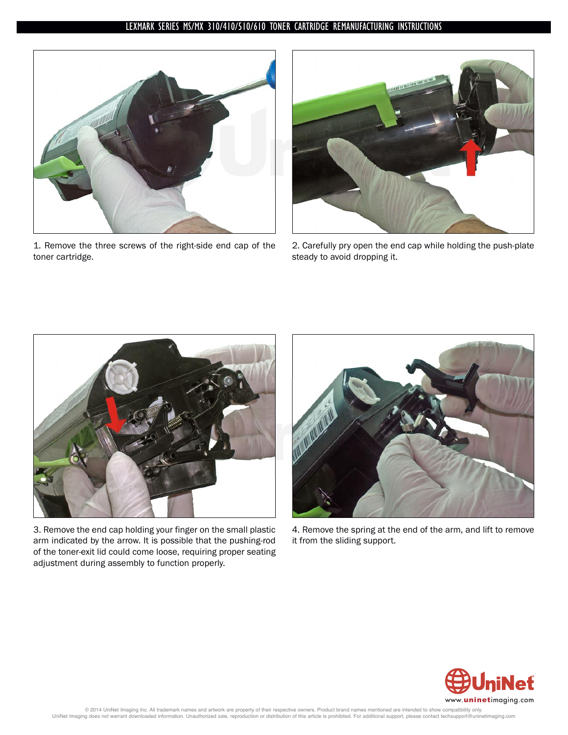1. Remove the three screws of the right-side end cap of the toner cartridge.

2. Carefully pry open the end cap while holding the push-plate steady to avoid dropping it.

3. Remove the end cap holding your finger on the small plastic arm indicated by the arrow. It is possible that the pushing-rod of the toner-exit lid could come loose, requiring proper seating adjustment during assembly to function properly.

4. Remove the spring at the end of the arm, and lift to remove it from the sliding support.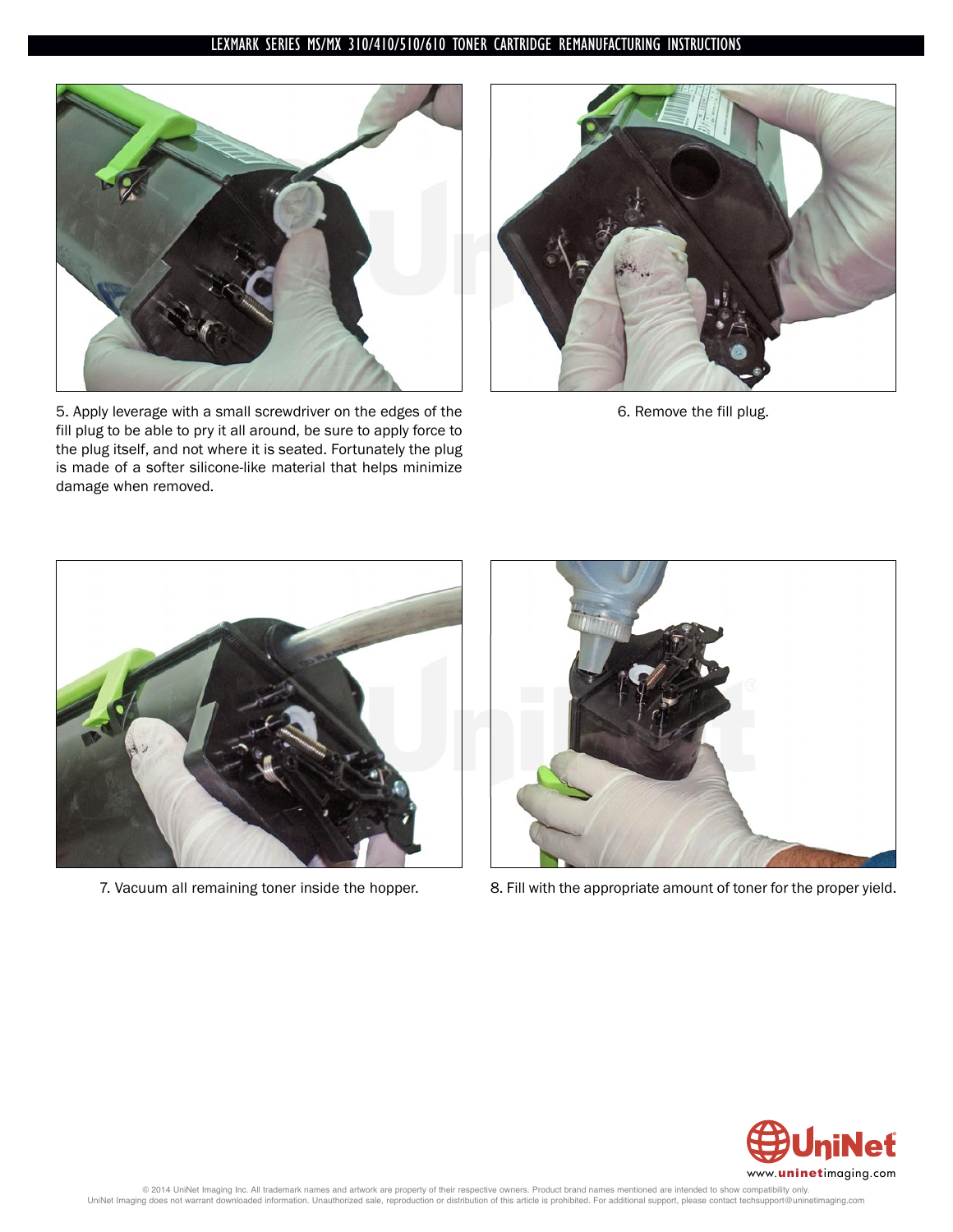5. Apply leverage with a small screwdriver on the edges of the fill plug to be able to pry it all around, be sure to apply force to the plug itself, and not where it is seated. Fortunately the plug is made of a softer silicone-like material that helps minimize damage when removed.

6. Remove the fill plug.

7. Vacuum all remaining toner inside the hopper.

8. Fill with the appropriate amount of toner for the proper yield.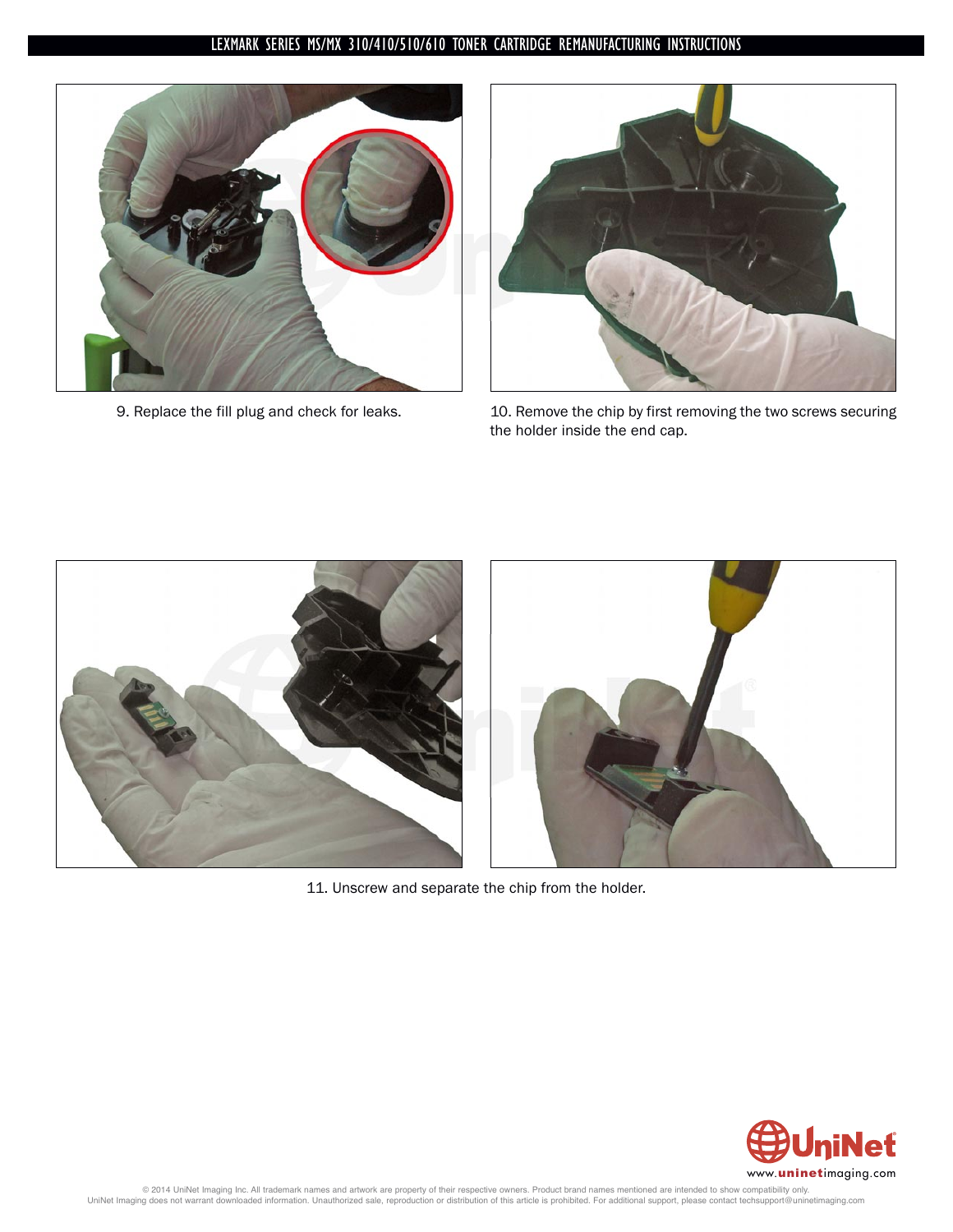9. Replace the fill plug and check for leaks.

10. Remove the chip by first removing the two screws securing the holder inside the end cap.

11. Unscrew and separate the chip from the holder.

© 2014 UniNet Imaging Inc. All trademark names and artwork are property of their respective owners. Product brand names mentioned are intended to show compatibility only. UniNet Imaging does not warrant downloaded information. Unauthorized sale, reproduction or distribution of this article is prohibited. For additional support, please contact techsupport@uninetimaging.com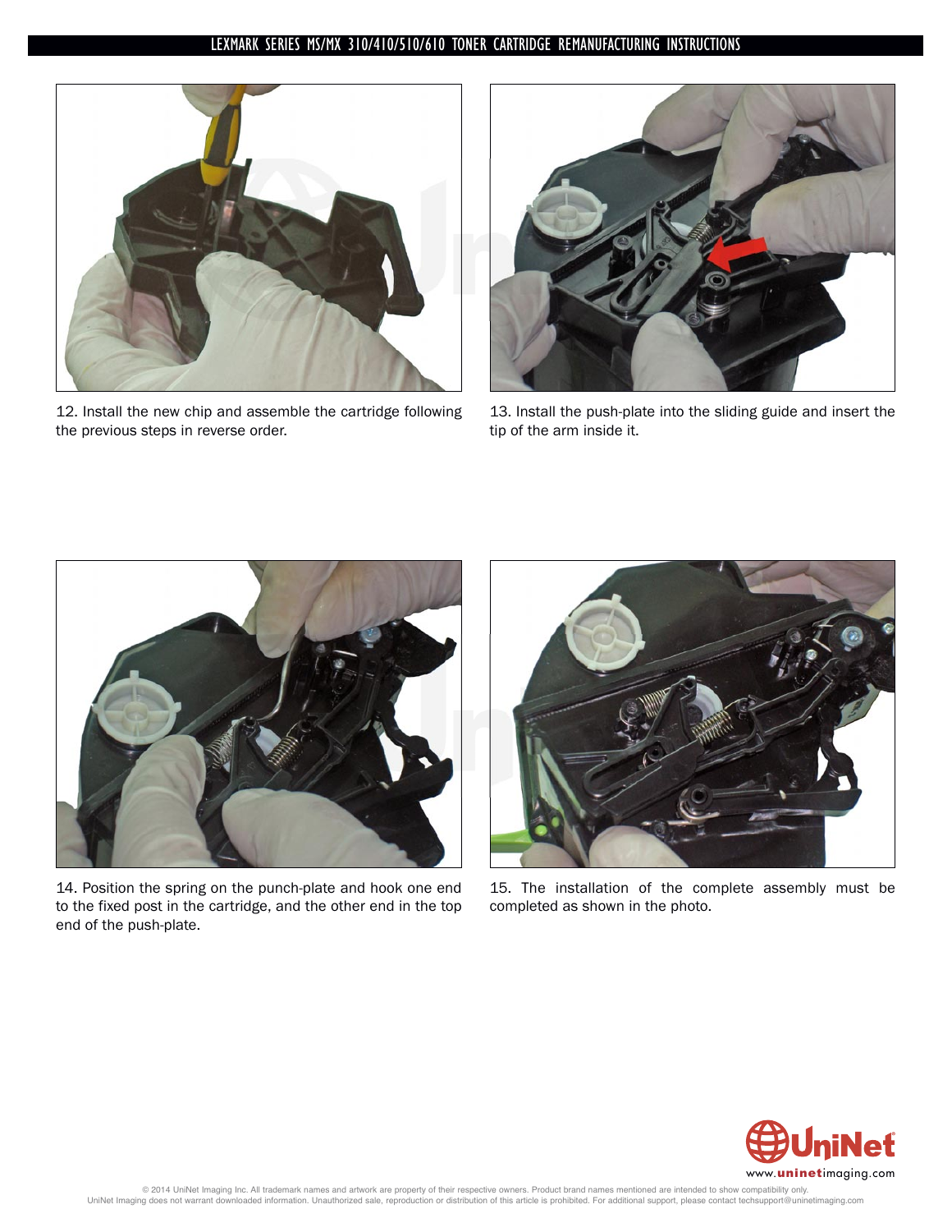12. Install the new chip and assemble the cartridge following the previous steps in reverse order.

13. Install the push-plate into the sliding guide and insert the tip of the arm inside it.

14. Position the spring on the punch-plate and hook one end to the fixed post in the cartridge, and the other end in the top end of the push-plate.

15. The installation of the complete assembly must be completed as shown in the photo.

© 2014 UniNet Imaging Inc. All trademark names and artwork are property of their respective owners. Product brand names mentioned are intended to show compatibility only. UniNet Imaging does not warrant downloaded information. Unauthorized sale, reproduction or distribution of this article is prohibited. For additional support, please contact techsupport@uninetimaging.com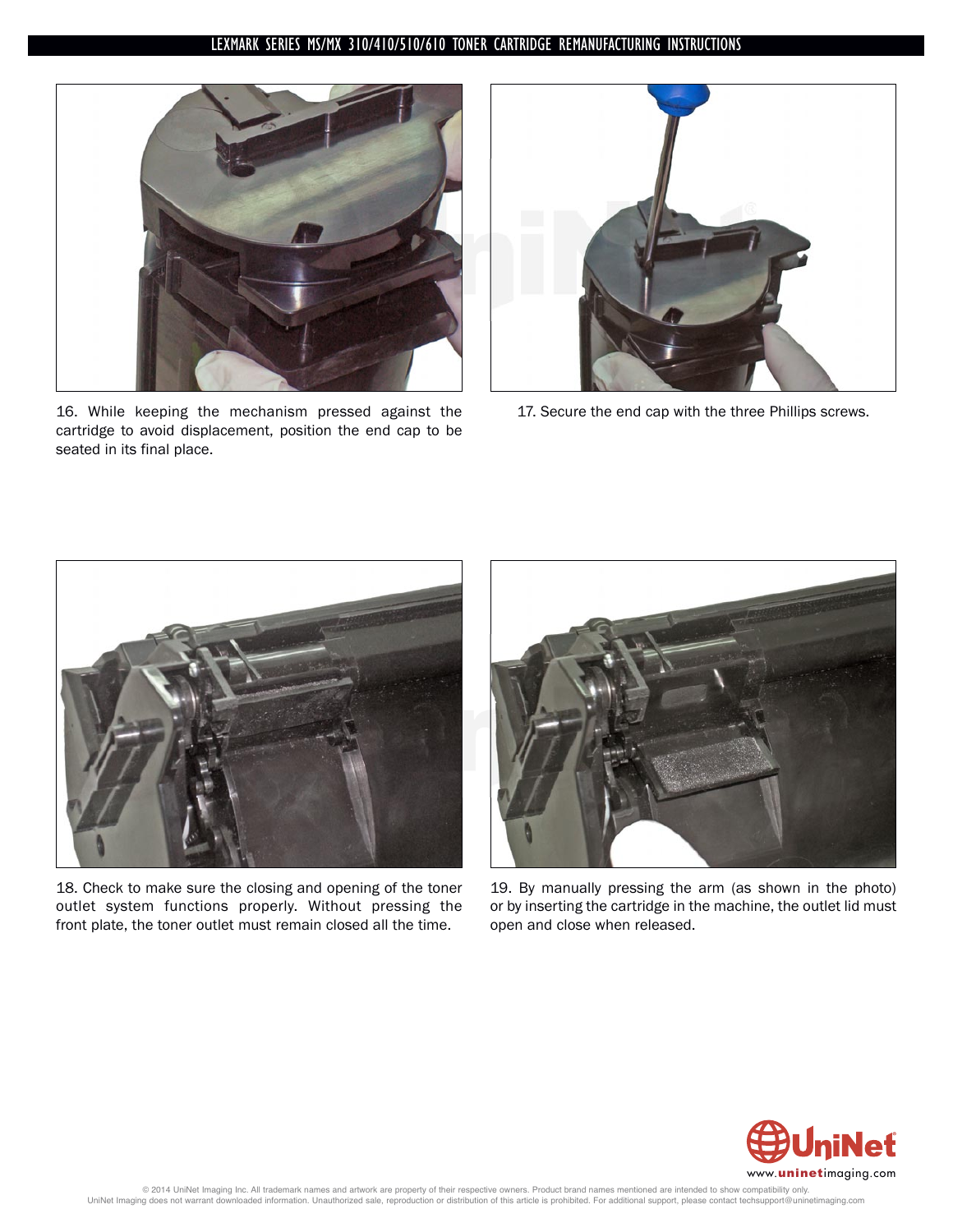16. While keeping the mechanism pressed against the cartridge to avoid displacement, position the end cap to be seated in its final place.

17. Secure the end cap with the three Phillips screws.

18. Check to make sure the closing and opening of the toner outlet system functions properly. Without pressing the front plate, the toner outlet must remain closed all the time.

19. By manually pressing the arm (as shown in the photo) or by inserting the cartridge in the machine, the outlet lid must open and close when released.

© 2014 UniNet Imaging Inc. All trademark names and artwork are property of their respective owners. Product brand names mentioned are intended to show compatibility only. UniNet Imaging does not warrant downloaded information. Unauthorized sale, reproduction or distribution of this article is prohibited. For additional support, please contact techsupport@uninetimaging.com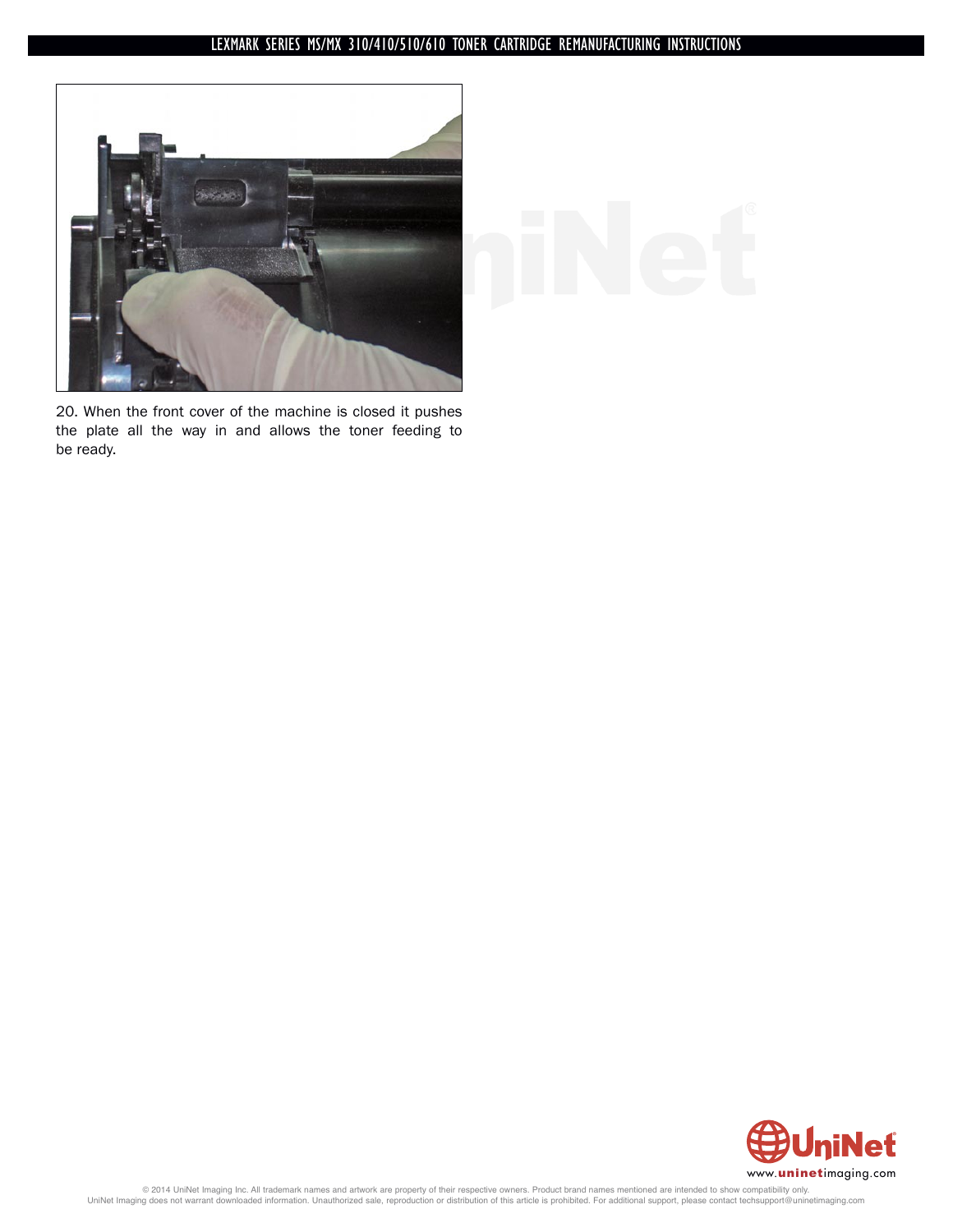20. When the front cover of the machine is closed it pushes the plate all the way in and allows the toner feeding to be ready.